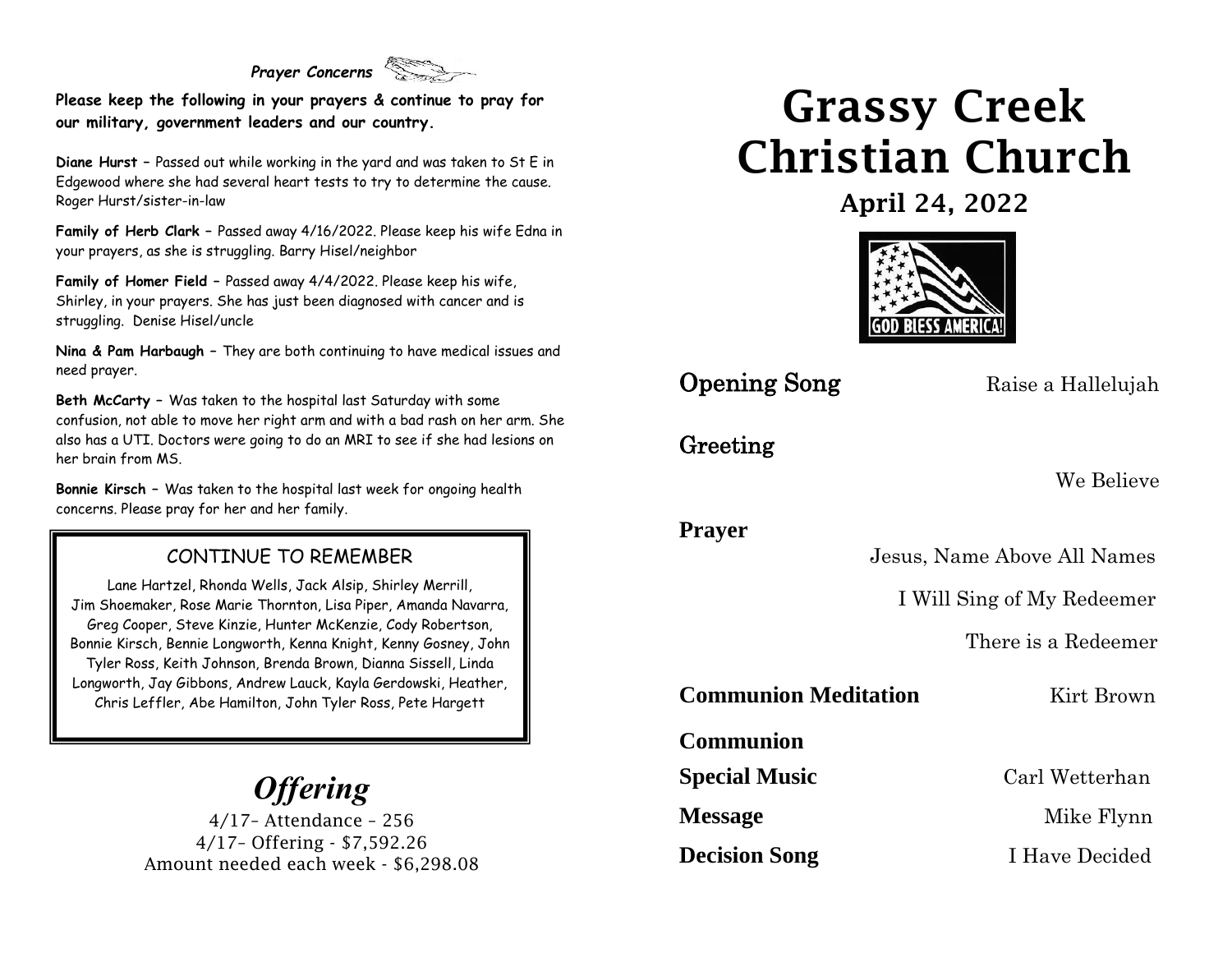*Prayer Concerns*

**Please keep the following in your prayers & continue to pray for our military, government leaders and our country.**

**Diane Hurst** – Passed out while working in the yard and was taken to St E in Edgewood where she had several heart tests to try to determine the cause. Roger Hurst/sister-in-law

**Family of Herb Clark** – Passed away 4/16/2022. Please keep his wife Edna in your prayers, as she is struggling. Barry Hisel/neighbor

**Family of Homer Field** – Passed away 4/4/2022. Please keep his wife, Shirley, in your prayers. She has just been diagnosed with cancer and is struggling. Denise Hisel/uncle

**Nina & Pam Harbaugh** – They are both continuing to have medical issues and need prayer.

**Beth McCarty** – Was taken to the hospital last Saturday with some confusion, not able to move her right arm and with a bad rash on her arm. She also has a UTI. Doctors were going to do an MRI to see if she had lesions on her brain from MS.

**Bonnie Kirsch** – Was taken to the hospital last week for ongoing health concerns. Please pray for her and her family.

CONTINUE TO REMEMBER

Lane Hartzel, Rhonda Wells, Jack Alsip, Shirley Merrill, Jim Shoemaker, Rose Marie Thornton, Lisa Piper, Amanda Navarra, Greg Cooper, Steve Kinzie, Hunter McKenzie, Cody Robertson, Bonnie Kirsch, Bennie Longworth, Kenna Knight, Kenny Gosney, John Tyler Ross, Keith Johnson, Brenda Brown, Dianna Sissell, Linda Longworth, Jay Gibbons, Andrew Lauck, Kayla Gerdowski, Heather, Chris Leffler, Abe Hamilton, John Tyler Ross, Pete Hargett

## *Offering*

4/17– Attendance – 256
4/17– Offering - $7,592.26
Amount needed each week - $6,298.08

# Grassy Creek Christian Church

## April 24, 2022

GOD BLESS AMERICA!

**Opening Song** — Raise a Hallelujah

**Greeting**

We Believe

**Prayer**

Jesus, Name Above All Names

I Will Sing of My Redeemer

There is a Redeemer

**Communion Meditation** — Kirt Brown

**Communion**

**Special Music** — Carl Wetterhan

**Message** — Mike Flynn

**Decision Song** — I Have Decided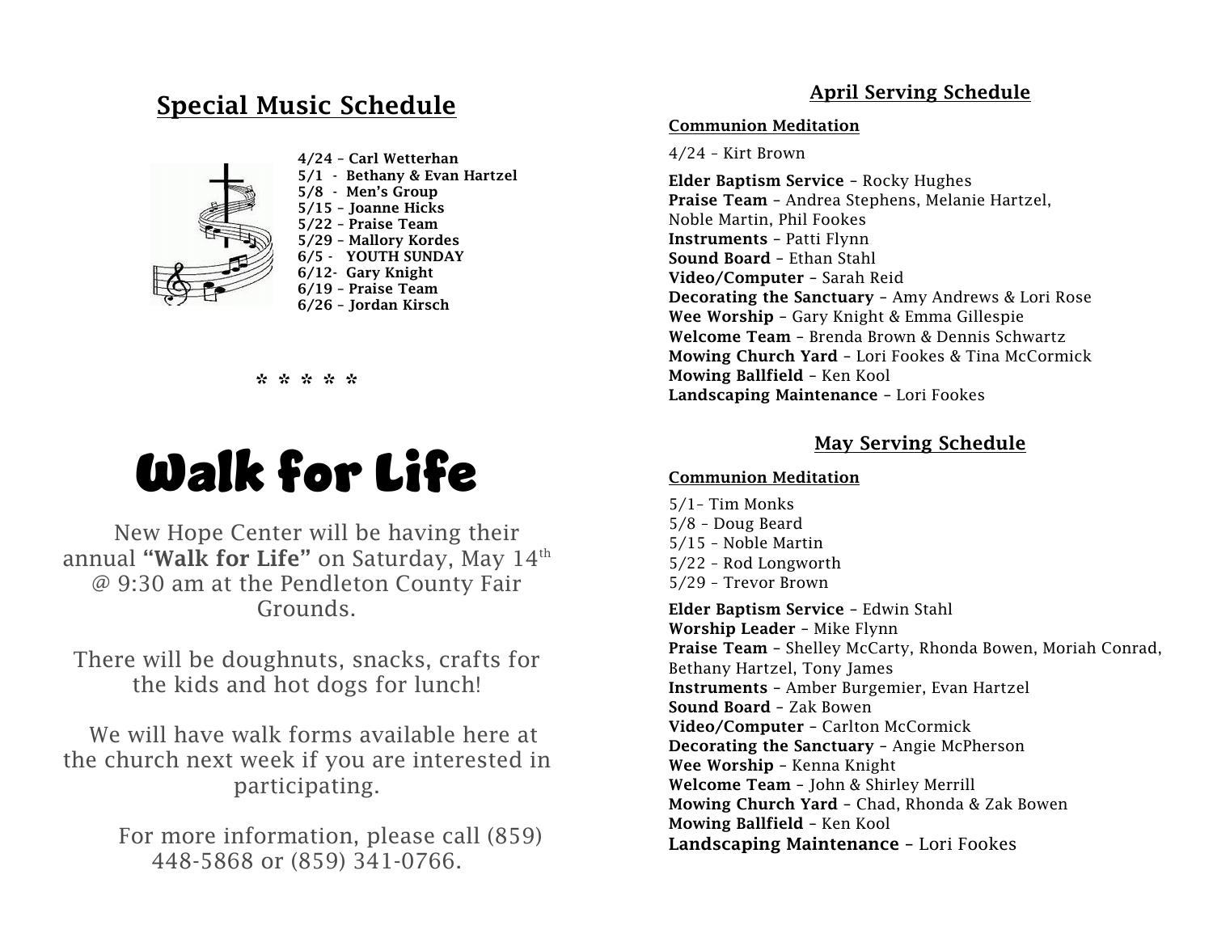## Special Music Schedule

**4/24 – Carl Wetterhan**
**5/1 - Bethany & Evan Hartzel**
**5/8 - Men's Group**
**5/15 – Joanne Hicks**
**5/22 – Praise Team**
**5/29 – Mallory Kordes**
**6/5 - YOUTH SUNDAY**
**6/12- Gary Knight**
**6/19 – Praise Team**
**6/26 – Jordan Kirsch**

* * * * *

# Walk for Life

New Hope Center will be having their annual **"Walk for Life"** on Saturday, May 14th @ 9:30 am at the Pendleton County Fair Grounds.

There will be doughnuts, snacks, crafts for the kids and hot dogs for lunch!

We will have walk forms available here at the church next week if you are interested in participating.

For more information, please call (859) 448-5868 or (859) 341-0766.

## April Serving Schedule

**Communion Meditation**

4/24 – Kirt Brown

**Elder Baptism Service** – Rocky Hughes
**Praise Team** – Andrea Stephens, Melanie Hartzel, Noble Martin, Phil Fookes
**Instruments** – Patti Flynn
**Sound Board** – Ethan Stahl
**Video/Computer** – Sarah Reid
**Decorating the Sanctuary** – Amy Andrews & Lori Rose
**Wee Worship** – Gary Knight & Emma Gillespie
**Welcome Team** – Brenda Brown & Dennis Schwartz
**Mowing Church Yard** – Lori Fookes & Tina McCormick
**Mowing Ballfield** – Ken Kool
**Landscaping Maintenance** – Lori Fookes

## May Serving Schedule

**Communion Meditation**

5/1– Tim Monks
5/8 – Doug Beard
5/15 – Noble Martin
5/22 – Rod Longworth
5/29 – Trevor Brown

**Elder Baptism Service** – Edwin Stahl
**Worship Leader** – Mike Flynn
**Praise Team** – Shelley McCarty, Rhonda Bowen, Moriah Conrad, Bethany Hartzel, Tony James
**Instruments** – Amber Burgemier, Evan Hartzel
**Sound Board** – Zak Bowen
**Video/Computer** – Carlton McCormick
**Decorating the Sanctuary** – Angie McPherson
**Wee Worship** – Kenna Knight
**Welcome Team** – John & Shirley Merrill
**Mowing Church Yard** – Chad, Rhonda & Zak Bowen
**Mowing Ballfield** – Ken Kool
**Landscaping Maintenance** – Lori Fookes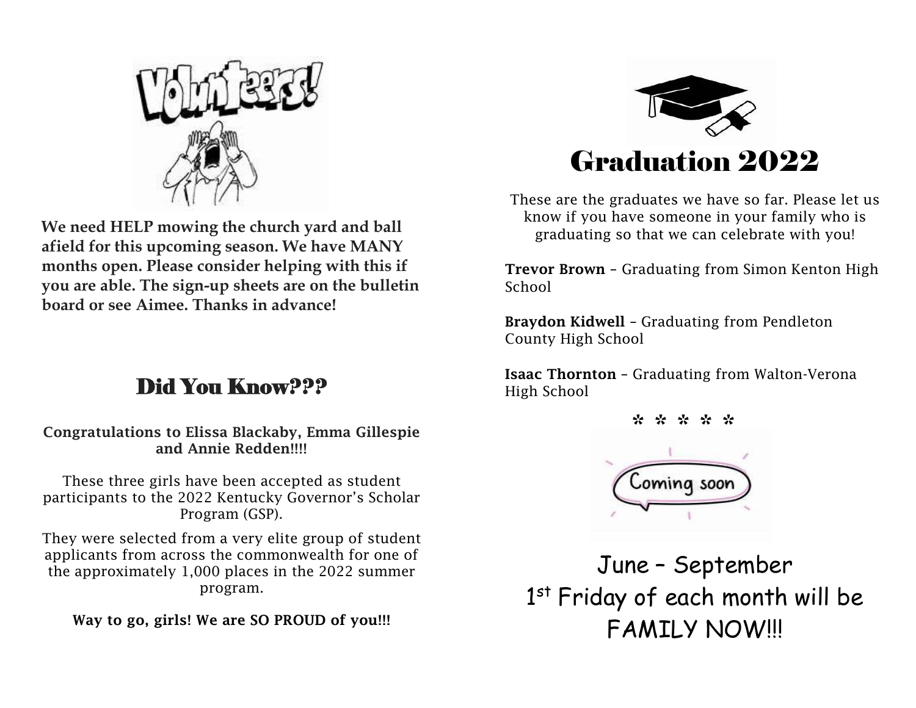Volunteers!

**We need HELP mowing the church yard and ball afield for this upcoming season. We have MANY months open. Please consider helping with this if you are able. The sign-up sheets are on the bulletin board or see Aimee. Thanks in advance!**

## Did You Know???

**Congratulations to Elissa Blackaby, Emma Gillespie and Annie Redden!!!!**

These three girls have been accepted as student participants to the 2022 Kentucky Governor's Scholar Program (GSP).

They were selected from a very elite group of student applicants from across the commonwealth for one of the approximately 1,000 places in the 2022 summer program.

**Way to go, girls! We are SO PROUD of you!!!**

# Graduation 2022

These are the graduates we have so far. Please let us know if you have someone in your family who is graduating so that we can celebrate with you!

**Trevor Brown** – Graduating from Simon Kenton High School

**Braydon Kidwell** – Graduating from Pendleton County High School

**Isaac Thornton** – Graduating from Walton-Verona High School

* * * * *

Coming soon

June – September

1st Friday of each month will be FAMILY NOW!!!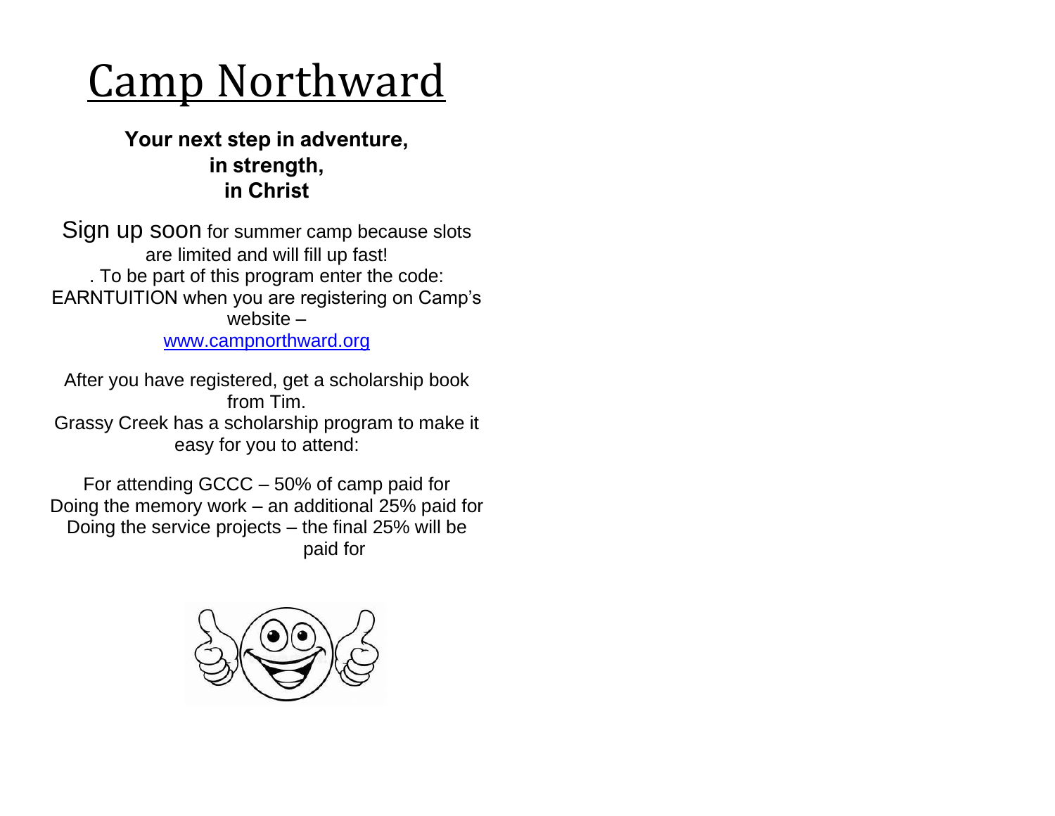# Camp Northward

**Your next step in adventure,**
**in strength,**
**in Christ**

Sign up soon for summer camp because slots are limited and will fill up fast!
. To be part of this program enter the code: EARNTUITION when you are registering on Camp's website –
www.campnorthward.org

After you have registered, get a scholarship book from Tim.
Grassy Creek has a scholarship program to make it easy for you to attend:

For attending GCCC – 50% of camp paid for
Doing the memory work – an additional 25% paid for
Doing the service projects – the final 25% will be paid for